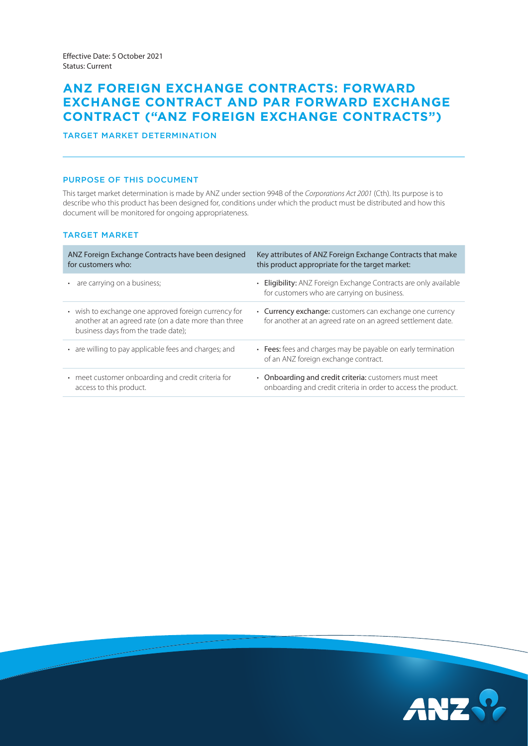Effective Date: 5 October 2021
Status: Current

# ANZ FOREIGN EXCHANGE CONTRACTS: FORWARD EXCHANGE CONTRACT AND PAR FORWARD EXCHANGE CONTRACT ("ANZ FOREIGN EXCHANGE CONTRACTS")

## TARGET MARKET DETERMINATION

### PURPOSE OF THIS DOCUMENT

This target market determination is made by ANZ under section 994B of the *Corporations Act 2001* (Cth). Its purpose is to describe who this product has been designed for, conditions under which the product must be distributed and how this document will be monitored for ongoing appropriateness.

### TARGET MARKET

| ANZ Foreign Exchange Contracts have been designed for customers who: | Key attributes of ANZ Foreign Exchange Contracts that make this product appropriate for the target market: |
|---|---|
| • are carrying on a business; | • **Eligibility:** ANZ Foreign Exchange Contracts are only available for customers who are carrying on business. |
| • wish to exchange one approved foreign currency for another at an agreed rate (on a date more than three business days from the trade date); | • **Currency exchange:** customers can exchange one currency for another at an agreed rate on an agreed settlement date. |
| • are willing to pay applicable fees and charges; and | • **Fees:** fees and charges may be payable on early termination of an ANZ foreign exchange contract. |
| • meet customer onboarding and credit criteria for access to this product. | • **Onboarding and credit criteria:** customers must meet onboarding and credit criteria in order to access the product. |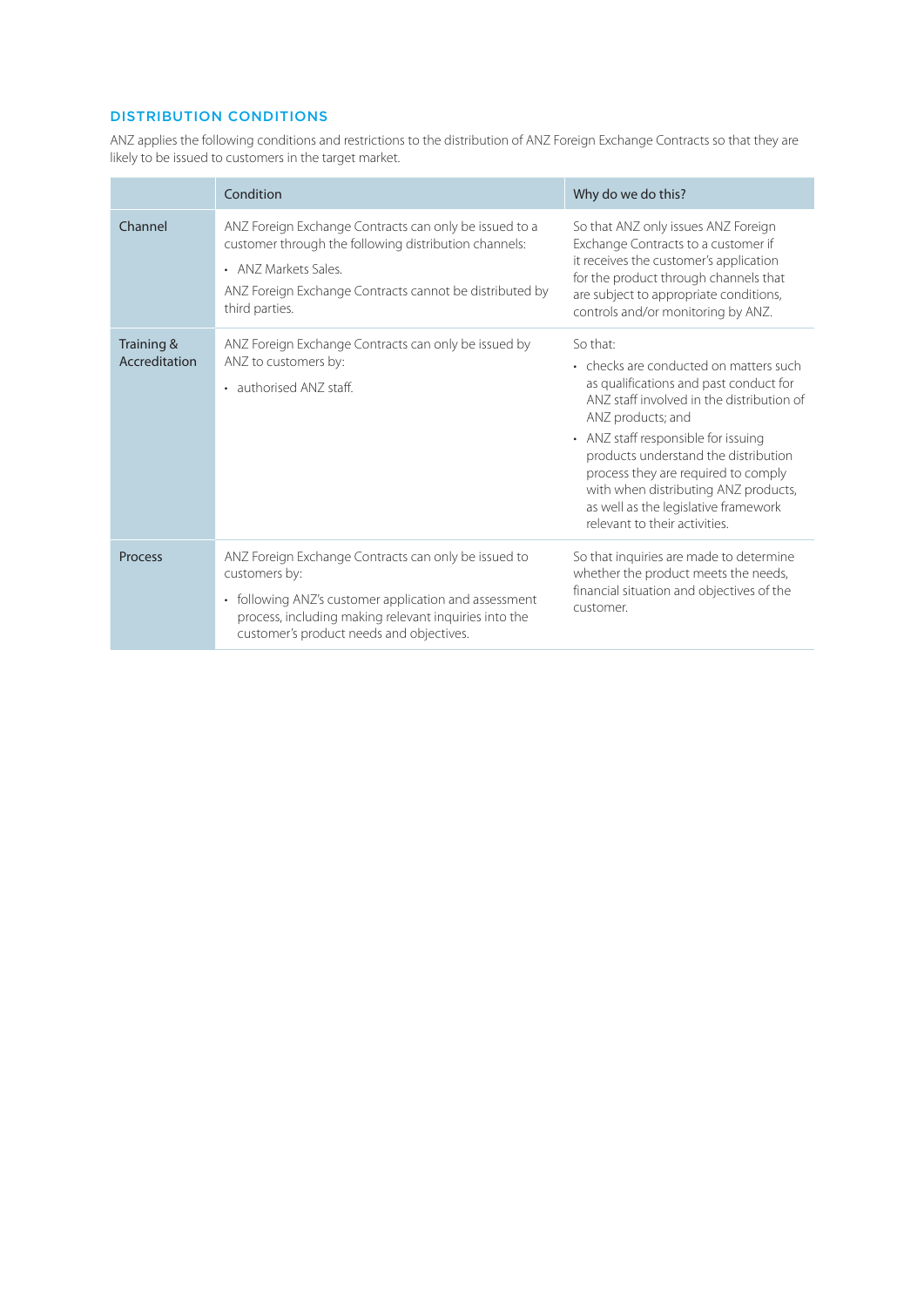## DISTRIBUTION CONDITIONS

ANZ applies the following conditions and restrictions to the distribution of ANZ Foreign Exchange Contracts so that they are likely to be issued to customers in the target market.

| | Condition | Why do we do this? |
|---|---|---|
| Channel | ANZ Foreign Exchange Contracts can only be issued to a customer through the following distribution channels:<br>• ANZ Markets Sales.<br>ANZ Foreign Exchange Contracts cannot be distributed by third parties. | So that ANZ only issues ANZ Foreign Exchange Contracts to a customer if it receives the customer's application for the product through channels that are subject to appropriate conditions, controls and/or monitoring by ANZ. |
| Training & Accreditation | ANZ Foreign Exchange Contracts can only be issued by ANZ to customers by:<br>• authorised ANZ staff. | So that:<br>• checks are conducted on matters such as qualifications and past conduct for ANZ staff involved in the distribution of ANZ products; and<br>• ANZ staff responsible for issuing products understand the distribution process they are required to comply with when distributing ANZ products, as well as the legislative framework relevant to their activities. |
| Process | ANZ Foreign Exchange Contracts can only be issued to customers by:<br>• following ANZ's customer application and assessment process, including making relevant inquiries into the customer's product needs and objectives. | So that inquiries are made to determine whether the product meets the needs, financial situation and objectives of the customer. |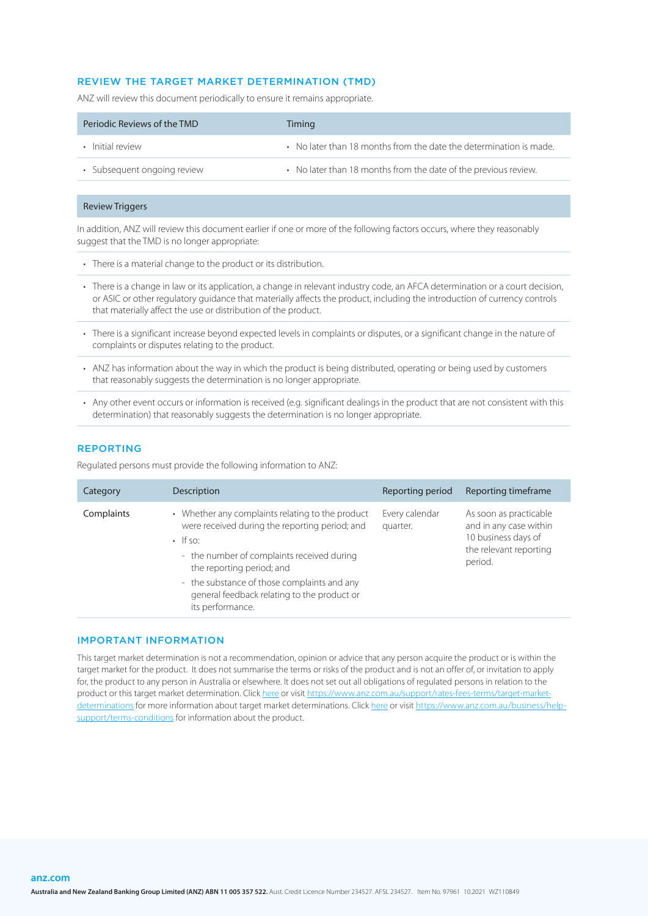## REVIEW THE TARGET MARKET DETERMINATION (TMD)

ANZ will review this document periodically to ensure it remains appropriate.

| Periodic Reviews of the TMD | Timing |
|---|---|
| • Initial review | • No later than 18 months from the date the determination is made. |
| • Subsequent ongoing review | • No later than 18 months from the date of the previous review. |

**Review Triggers**

In addition, ANZ will review this document earlier if one or more of the following factors occurs, where they reasonably suggest that the TMD is no longer appropriate:

- There is a material change to the product or its distribution.
- There is a change in law or its application, a change in relevant industry code, an AFCA determination or a court decision, or ASIC or other regulatory guidance that materially affects the product, including the introduction of currency controls that materially affect the use or distribution of the product.
- There is a significant increase beyond expected levels in complaints or disputes, or a significant change in the nature of complaints or disputes relating to the product.
- ANZ has information about the way in which the product is being distributed, operating or being used by customers that reasonably suggests the determination is no longer appropriate.
- Any other event occurs or information is received (e.g. significant dealings in the product that are not consistent with this determination) that reasonably suggests the determination is no longer appropriate.

## REPORTING

Regulated persons must provide the following information to ANZ:

| Category | Description | Reporting period | Reporting timeframe |
|---|---|---|---|
| Complaints | • Whether any complaints relating to the product were received during the reporting period; and<br>• If so:<br>- the number of complaints received during the reporting period; and<br>- the substance of those complaints and any general feedback relating to the product or its performance. | Every calendar quarter. | As soon as practicable and in any case within 10 business days of the relevant reporting period. |

## IMPORTANT INFORMATION

This target market determination is not a recommendation, opinion or advice that any person acquire the product or is within the target market for the product. It does not summarise the terms or risks of the product and is not an offer of, or invitation to apply for, the product to any person in Australia or elsewhere. It does not set out all obligations of regulated persons in relation to the product or this target market determination. Click here or visit https://www.anz.com.au/support/rates-fees-terms/target-market-determinations for more information about target market determinations. Click here or visit https://www.anz.com.au/business/help-support/terms-conditions for information about the product.

anz.com

**Australia and New Zealand Banking Group Limited (ANZ) ABN 11 005 357 522.** Aust. Credit Licence Number 234527. AFSL 234527. Item No. 97961 10.2021 WZ110849